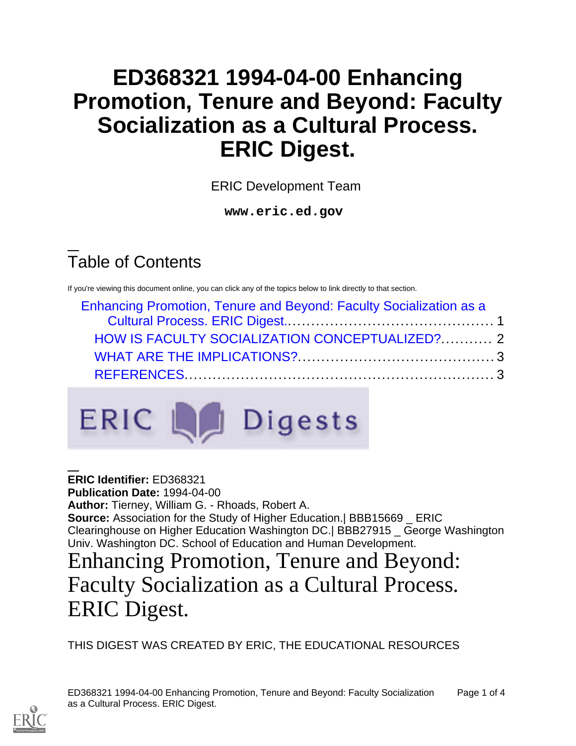# ED368321 1994-04-00 Enhancing Promotion, Tenure and Beyond: Faculty Socialization as a Cultural Process. ERIC Digest.

ERIC Development Team

**www.eric.ed.gov**

## Table of Contents

If you're viewing this document online, you can click any of the topics below to link directly to that section.

- Enhancing Promotion, Tenure and Beyond: Faculty Socialization as a Cultural Process. ERIC Digest. .......... 1
  - HOW IS FACULTY SOCIALIZATION CONCEPTUALIZED? .......... 2
  - WHAT ARE THE IMPLICATIONS? .......... 3
  - REFERENCES .......... 3

ERIC Digests

**ERIC Identifier:** ED368321
**Publication Date:** 1994-04-00
**Author:** Tierney, William G. - Rhoads, Robert A.
**Source:** Association for the Study of Higher Education.| BBB15669 _ ERIC Clearinghouse on Higher Education Washington DC.| BBB27915 _ George Washington Univ. Washington DC. School of Education and Human Development.

# Enhancing Promotion, Tenure and Beyond: Faculty Socialization as a Cultural Process. ERIC Digest.

THIS DIGEST WAS CREATED BY ERIC, THE EDUCATIONAL RESOURCES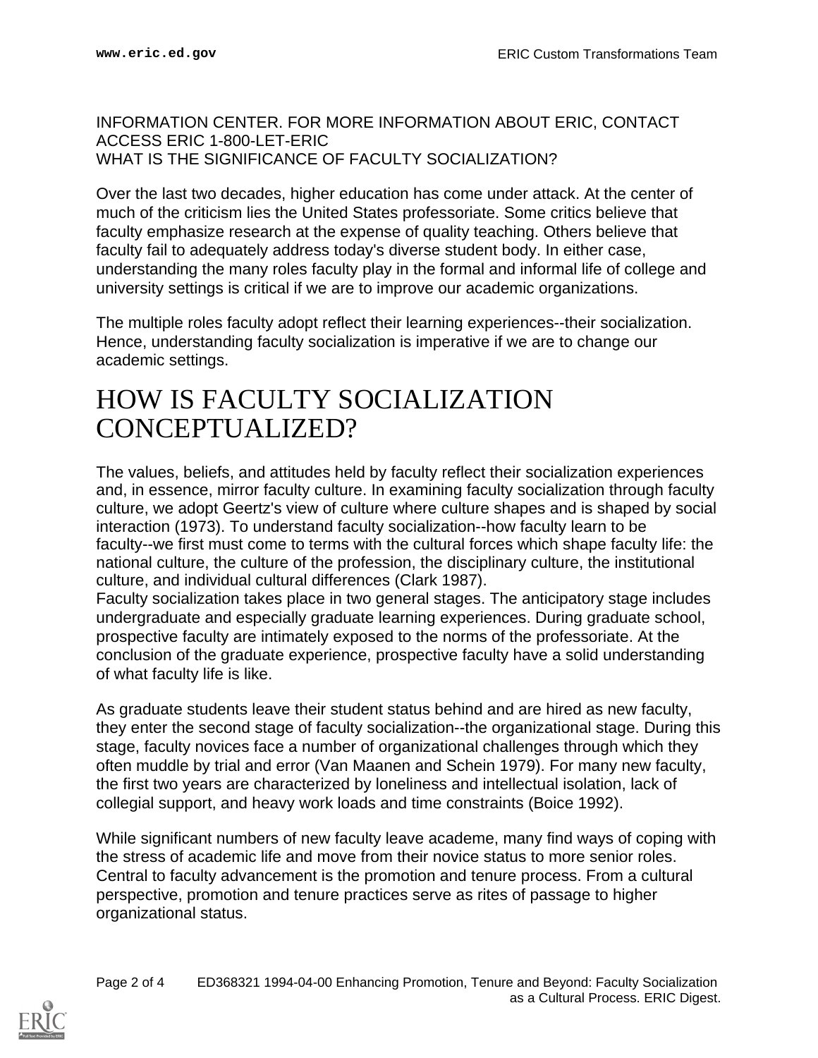INFORMATION CENTER. FOR MORE INFORMATION ABOUT ERIC, CONTACT ACCESS ERIC 1-800-LET-ERIC
WHAT IS THE SIGNIFICANCE OF FACULTY SOCIALIZATION?

Over the last two decades, higher education has come under attack. At the center of much of the criticism lies the United States professoriate. Some critics believe that faculty emphasize research at the expense of quality teaching. Others believe that faculty fail to adequately address today's diverse student body. In either case, understanding the many roles faculty play in the formal and informal life of college and university settings is critical if we are to improve our academic organizations.

The multiple roles faculty adopt reflect their learning experiences--their socialization. Hence, understanding faculty socialization is imperative if we are to change our academic settings.

# HOW IS FACULTY SOCIALIZATION CONCEPTUALIZED?

The values, beliefs, and attitudes held by faculty reflect their socialization experiences and, in essence, mirror faculty culture. In examining faculty socialization through faculty culture, we adopt Geertz's view of culture where culture shapes and is shaped by social interaction (1973). To understand faculty socialization--how faculty learn to be faculty--we first must come to terms with the cultural forces which shape faculty life: the national culture, the culture of the profession, the disciplinary culture, the institutional culture, and individual cultural differences (Clark 1987).
Faculty socialization takes place in two general stages. The anticipatory stage includes undergraduate and especially graduate learning experiences. During graduate school, prospective faculty are intimately exposed to the norms of the professoriate. At the conclusion of the graduate experience, prospective faculty have a solid understanding of what faculty life is like.

As graduate students leave their student status behind and are hired as new faculty, they enter the second stage of faculty socialization--the organizational stage. During this stage, faculty novices face a number of organizational challenges through which they often muddle by trial and error (Van Maanen and Schein 1979). For many new faculty, the first two years are characterized by loneliness and intellectual isolation, lack of collegial support, and heavy work loads and time constraints (Boice 1992).

While significant numbers of new faculty leave academe, many find ways of coping with the stress of academic life and move from their novice status to more senior roles. Central to faculty advancement is the promotion and tenure process. From a cultural perspective, promotion and tenure practices serve as rites of passage to higher organizational status.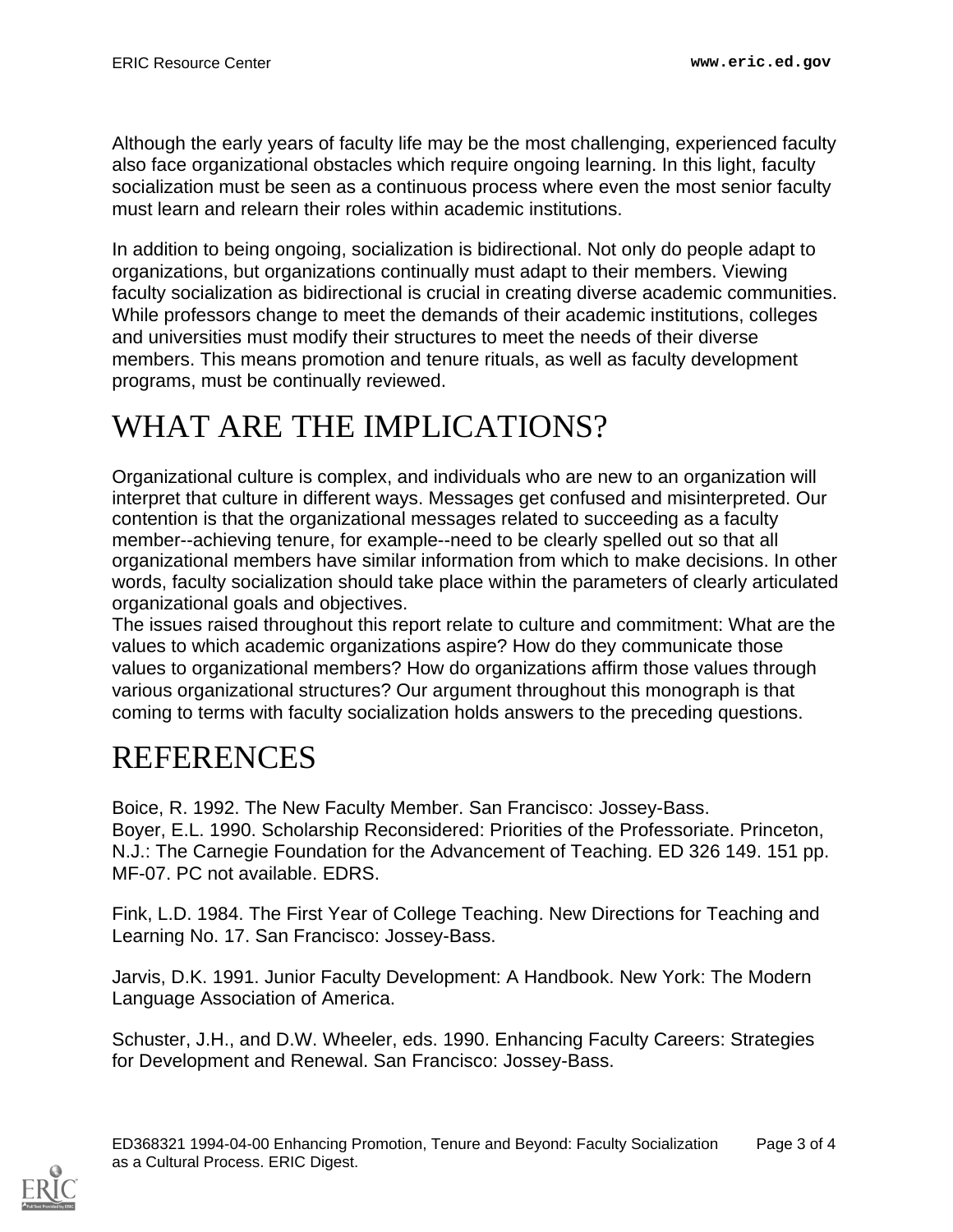Although the early years of faculty life may be the most challenging, experienced faculty also face organizational obstacles which require ongoing learning. In this light, faculty socialization must be seen as a continuous process where even the most senior faculty must learn and relearn their roles within academic institutions.

In addition to being ongoing, socialization is bidirectional. Not only do people adapt to organizations, but organizations continually must adapt to their members. Viewing faculty socialization as bidirectional is crucial in creating diverse academic communities. While professors change to meet the demands of their academic institutions, colleges and universities must modify their structures to meet the needs of their diverse members. This means promotion and tenure rituals, as well as faculty development programs, must be continually reviewed.

# WHAT ARE THE IMPLICATIONS?

Organizational culture is complex, and individuals who are new to an organization will interpret that culture in different ways. Messages get confused and misinterpreted. Our contention is that the organizational messages related to succeeding as a faculty member--achieving tenure, for example--need to be clearly spelled out so that all organizational members have similar information from which to make decisions. In other words, faculty socialization should take place within the parameters of clearly articulated organizational goals and objectives.
The issues raised throughout this report relate to culture and commitment: What are the values to which academic organizations aspire? How do they communicate those values to organizational members? How do organizations affirm those values through various organizational structures? Our argument throughout this monograph is that coming to terms with faculty socialization holds answers to the preceding questions.

# REFERENCES

Boice, R. 1992. The New Faculty Member. San Francisco: Jossey-Bass.
Boyer, E.L. 1990. Scholarship Reconsidered: Priorities of the Professoriate. Princeton, N.J.: The Carnegie Foundation for the Advancement of Teaching. ED 326 149. 151 pp. MF-07. PC not available. EDRS.

Fink, L.D. 1984. The First Year of College Teaching. New Directions for Teaching and Learning No. 17. San Francisco: Jossey-Bass.

Jarvis, D.K. 1991. Junior Faculty Development: A Handbook. New York: The Modern Language Association of America.

Schuster, J.H., and D.W. Wheeler, eds. 1990. Enhancing Faculty Careers: Strategies for Development and Renewal. San Francisco: Jossey-Bass.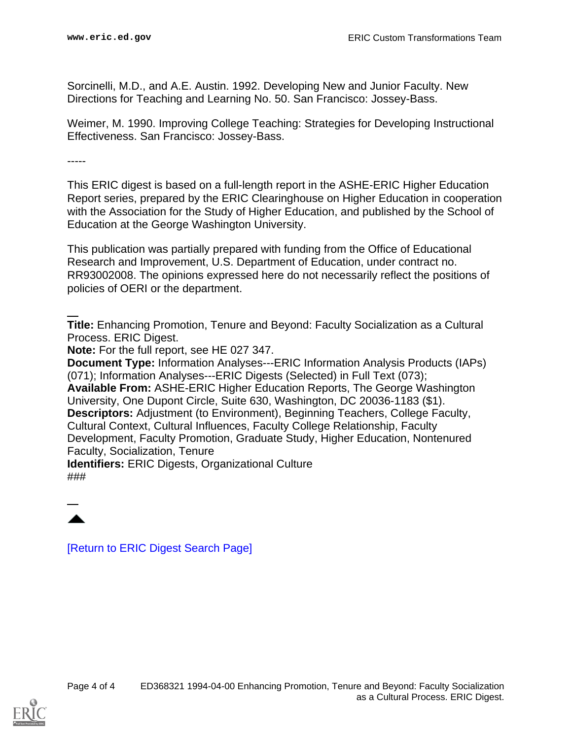Sorcinelli, M.D., and A.E. Austin. 1992. Developing New and Junior Faculty. New Directions for Teaching and Learning No. 50. San Francisco: Jossey-Bass.

Weimer, M. 1990. Improving College Teaching: Strategies for Developing Instructional Effectiveness. San Francisco: Jossey-Bass.

-----

This ERIC digest is based on a full-length report in the ASHE-ERIC Higher Education Report series, prepared by the ERIC Clearinghouse on Higher Education in cooperation with the Association for the Study of Higher Education, and published by the School of Education at the George Washington University.

This publication was partially prepared with funding from the Office of Educational Research and Improvement, U.S. Department of Education, under contract no. RR93002008. The opinions expressed here do not necessarily reflect the positions of policies of OERI or the department.

**Title:** Enhancing Promotion, Tenure and Beyond: Faculty Socialization as a Cultural Process. ERIC Digest.
**Note:** For the full report, see HE 027 347.
**Document Type:** Information Analyses---ERIC Information Analysis Products (IAPs) (071); Information Analyses---ERIC Digests (Selected) in Full Text (073);
**Available From:** ASHE-ERIC Higher Education Reports, The George Washington University, One Dupont Circle, Suite 630, Washington, DC 20036-1183 ($1).
**Descriptors:** Adjustment (to Environment), Beginning Teachers, College Faculty, Cultural Context, Cultural Influences, Faculty College Relationship, Faculty Development, Faculty Promotion, Graduate Study, Higher Education, Nontenured Faculty, Socialization, Tenure
**Identifiers:** ERIC Digests, Organizational Culture
###

[Return to ERIC Digest Search Page]